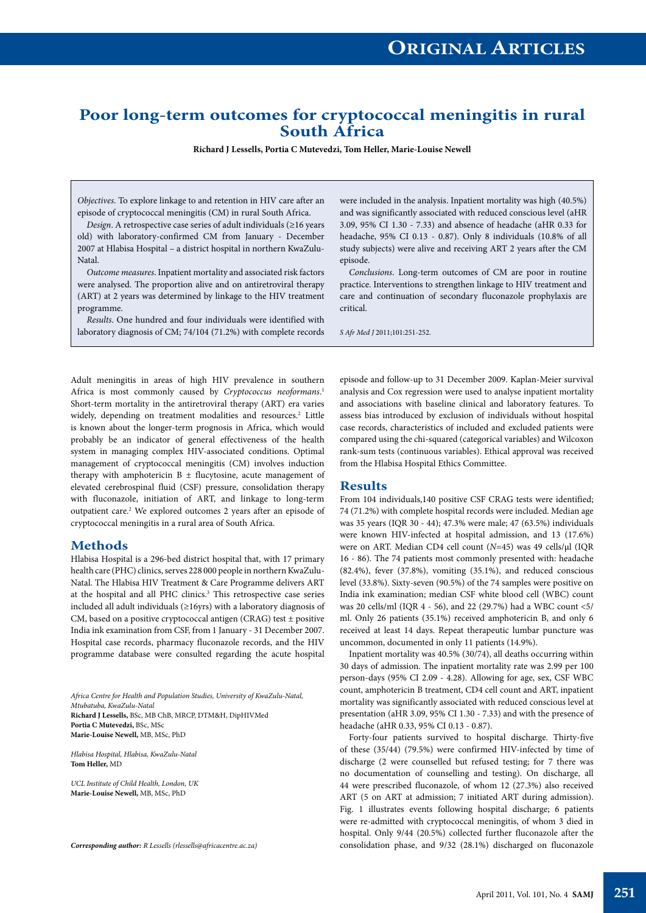# Poor long-term outcomes for cryptococcal meningitis in rural South Africa

**Richard J Lessells, Portia C Mutevedzi, Tom Heller, Marie-Louise Newell**

*Objectives*. To explore linkage to and retention in HIV care after an episode of cryptococcal meningitis (CM) in rural South Africa.

*Design*. A retrospective case series of adult individuals (≥16 years old) with laboratory-confirmed CM from January - December 2007 at Hlabisa Hospital – a district hospital in northern KwaZulu-Natal.

*Outcome measures*. Inpatient mortality and associated risk factors were analysed. The proportion alive and on antiretroviral therapy (ART) at 2 years was determined by linkage to the HIV treatment programme.

*Results*. One hundred and four individuals were identified with laboratory diagnosis of CM; 74/104 (71.2%) with complete records were included in the analysis. Inpatient mortality was high (40.5%) and was significantly associated with reduced conscious level (aHR 3.09, 95% CI 1.30 - 7.33) and absence of headache (aHR 0.33 for headache, 95% CI 0.13 - 0.87). Only 8 individuals (10.8% of all study subjects) were alive and receiving ART 2 years after the CM episode.

*Conclusions*. Long-term outcomes of CM are poor in routine practice. Interventions to strengthen linkage to HIV treatment and care and continuation of secondary fluconazole prophylaxis are critical.

*S Afr Med J* 2011;101:251-252.

Adult meningitis in areas of high HIV prevalence in southern Africa is most commonly caused by *Cryptococcus neoformans*.[1] Short-term mortality in the antiretroviral therapy (ART) era varies widely, depending on treatment modalities and resources.[2] Little is known about the longer-term prognosis in Africa, which would probably be an indicator of general effectiveness of the health system in managing complex HIV-associated conditions. Optimal management of cryptococcal meningitis (CM) involves induction therapy with amphotericin B ± flucytosine, acute management of elevated cerebrospinal fluid (CSF) pressure, consolidation therapy with fluconazole, initiation of ART, and linkage to long-term outpatient care.[2] We explored outcomes 2 years after an episode of cryptococcal meningitis in a rural area of South Africa.

## Methods

Hlabisa Hospital is a 296-bed district hospital that, with 17 primary health care (PHC) clinics, serves 228 000 people in northern KwaZulu-Natal. The Hlabisa HIV Treatment & Care Programme delivers ART at the hospital and all PHC clinics.[3] This retrospective case series included all adult individuals (≥16yrs) with a laboratory diagnosis of CM, based on a positive cryptococcal antigen (CRAG) test ± positive India ink examination from CSF, from 1 January - 31 December 2007. Hospital case records, pharmacy fluconazole records, and the HIV programme database were consulted regarding the acute hospital episode and follow-up to 31 December 2009. Kaplan-Meier survival analysis and Cox regression were used to analyse inpatient mortality and associations with baseline clinical and laboratory features. To assess bias introduced by exclusion of individuals without hospital case records, characteristics of included and excluded patients were compared using the chi-squared (categorical variables) and Wilcoxon rank-sum tests (continuous variables). Ethical approval was received from the Hlabisa Hospital Ethics Committee.

## Results

From 104 individuals,140 positive CSF CRAG tests were identified; 74 (71.2%) with complete hospital records were included. Median age was 35 years (IQR 30 - 44); 47.3% were male; 47 (63.5%) individuals were known HIV-infected at hospital admission, and 13 (17.6%) were on ART. Median CD4 cell count (*N*=45) was 49 cells/µl (IQR 16 - 86). The 74 patients most commonly presented with: headache (82.4%), fever (37.8%), vomiting (35.1%), and reduced conscious level (33.8%). Sixty-seven (90.5%) of the 74 samples were positive on India ink examination; median CSF white blood cell (WBC) count was 20 cells/ml (IQR 4 - 56), and 22 (29.7%) had a WBC count <5/ml. Only 26 patients (35.1%) received amphotericin B, and only 6 received at least 14 days. Repeat therapeutic lumbar puncture was uncommon, documented in only 11 patients (14.9%).

Inpatient mortality was 40.5% (30/74), all deaths occurring within 30 days of admission. The inpatient mortality rate was 2.99 per 100 person-days (95% CI 2.09 - 4.28). Allowing for age, sex, CSF WBC count, amphotericin B treatment, CD4 cell count and ART, inpatient mortality was significantly associated with reduced conscious level at presentation (aHR 3.09, 95% CI 1.30 - 7.33) and with the presence of headache (aHR 0.33, 95% CI 0.13 - 0.87).

Forty-four patients survived to hospital discharge. Thirty-five of these (35/44) (79.5%) were confirmed HIV-infected by time of discharge (2 were counselled but refused testing; for 7 there was no documentation of counselling and testing). On discharge, all 44 were prescribed fluconazole, of whom 12 (27.3%) also received ART (5 on ART at admission; 7 initiated ART during admission). Fig. 1 illustrates events following hospital discharge; 6 patients were re-admitted with cryptococcal meningitis, of whom 3 died in hospital. Only 9/44 (20.5%) collected further fluconazole after the consolidation phase, and 9/32 (28.1%) discharged on fluconazole

*Africa Centre for Health and Population Studies, University of KwaZulu-Natal, Mtubatuba, KwaZulu-Natal*
**Richard J Lessells,** BSc, MB ChB, MRCP, DTM&H, DipHIVMed
**Portia C Mutevedzi,** BSc, MSc
**Marie-Louise Newell,** MB, MSc, PhD

*Hlabisa Hospital, Hlabisa, KwaZulu-Natal*
**Tom Heller,** MD

*UCL Institute of Child Health, London, UK*
**Marie-Louise Newell,** MB, MSc, PhD

***Corresponding author:** R Lessells (rlessells@africacentre.ac.za)*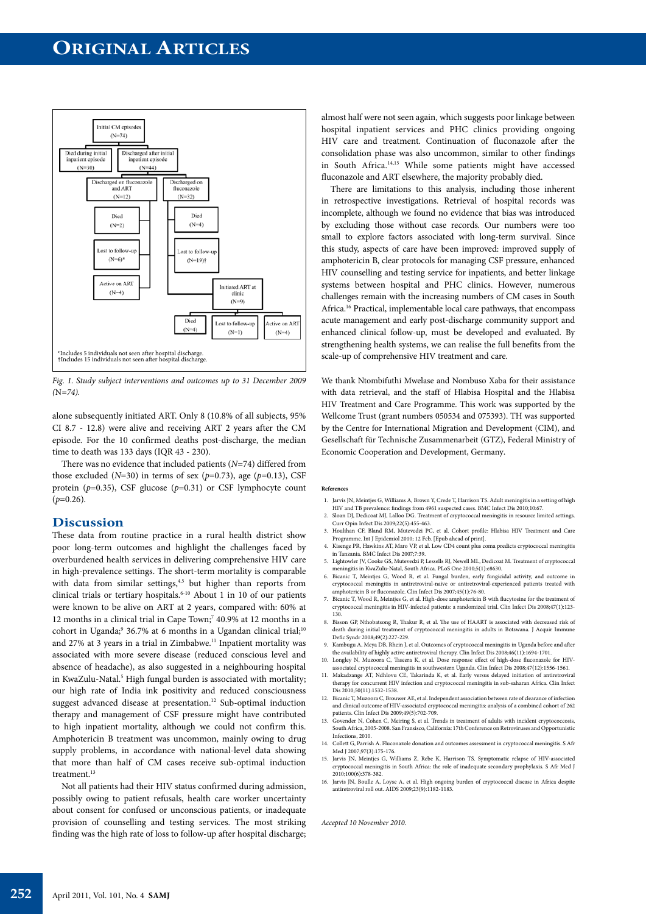Initial CM episodes (N=74)

Died during initial inpatient episode (N=30)

Discharged after initial inpatient episode (N=44)

Discharged on fluconazole and ART (N=12)

Discharged on fluconazole (N=32)

Died (N=2)

Lost to follow-up (N=6)*

Active on ART (N=4)

Died (N=4)

Lost to follow-up (N=19)†

Initiated ART at clinic (N=9)

Died (N=4)

Lost to follow-up (N=1)

Active on ART (N=4)

*Includes 5 individuals not seen after hospital discharge.
†Includes 15 individuals not seen after hospital discharge.

*Fig. 1. Study subject interventions and outcomes up to 31 December 2009 (N=74).*

alone subsequently initiated ART. Only 8 (10.8% of all subjects, 95% CI 8.7 - 12.8) were alive and receiving ART 2 years after the CM episode. For the 10 confirmed deaths post-discharge, the median time to death was 133 days (IQR 43 - 230).

There was no evidence that included patients (*N*=74) differed from those excluded (*N*=30) in terms of sex ($p$=0.73), age ($p$=0.13), CSF protein ($p$=0.35), CSF glucose ($p$=0.31) or CSF lymphocyte count ($p$=0.26).

## Discussion

These data from routine practice in a rural health district show poor long-term outcomes and highlight the challenges faced by overburdened health services in delivering comprehensive HIV care in high-prevalence settings. The short-term mortality is comparable with data from similar settings,[4,5] but higher than reports from clinical trials or tertiary hospitals.[6-10] About 1 in 10 of our patients were known to be alive on ART at 2 years, compared with: 60% at 12 months in a clinical trial in Cape Town;[7] 40.9% at 12 months in a cohort in Uganda;[9] 36.7% at 6 months in a Ugandan clinical trial;[10] and 27% at 3 years in a trial in Zimbabwe.[11] Inpatient mortality was associated with more severe disease (reduced conscious level and absence of headache), as also suggested in a neighbouring hospital in KwaZulu-Natal.[5] High fungal burden is associated with mortality; our high rate of India ink positivity and reduced consciousness suggest advanced disease at presentation.[12] Sub-optimal induction therapy and management of CSF pressure might have contributed to high inpatient mortality, although we could not confirm this. Amphotericin B treatment was uncommon, mainly owing to drug supply problems, in accordance with national-level data showing that more than half of CM cases receive sub-optimal induction treatment.[13]

Not all patients had their HIV status confirmed during admission, possibly owing to patient refusals, health care worker uncertainty about consent for confused or unconscious patients, or inadequate provision of counselling and testing services. The most striking finding was the high rate of loss to follow-up after hospital discharge; almost half were not seen again, which suggests poor linkage between hospital inpatient services and PHC clinics providing ongoing HIV care and treatment. Continuation of fluconazole after the consolidation phase was also uncommon, similar to other findings in South Africa.[14,15] While some patients might have accessed fluconazole and ART elsewhere, the majority probably died.

There are limitations to this analysis, including those inherent in retrospective investigations. Retrieval of hospital records was incomplete, although we found no evidence that bias was introduced by excluding those without case records. Our numbers were too small to explore factors associated with long-term survival. Since this study, aspects of care have been improved: improved supply of amphotericin B, clear protocols for managing CSF pressure, enhanced HIV counselling and testing service for inpatients, and better linkage systems between hospital and PHC clinics. However, numerous challenges remain with the increasing numbers of CM cases in South Africa.[16] Practical, implementable local care pathways, that encompass acute management and early post-discharge community support and enhanced clinical follow-up, must be developed and evaluated. By strengthening health systems, we can realise the full benefits from the scale-up of comprehensive HIV treatment and care.

We thank Ntombifuthi Mwelase and Nombuso Xaba for their assistance with data retrieval, and the staff of Hlabisa Hospital and the Hlabisa HIV Treatment and Care Programme. This work was supported by the Wellcome Trust (grant numbers 050534 and 075393). TH was supported by the Centre for International Migration and Development (CIM), and Gesellschaft für Technische Zusammenarbeit (GTZ), Federal Ministry of Economic Cooperation and Development, Germany.

### References

1. Jarvis JN, Meintjes G, Williams A, Brown Y, Crede T, Harrison TS. Adult meningitis in a setting of high HIV and TB prevalence: findings from 4961 suspected cases. BMC Infect Dis 2010;10:67.
2. Sloan DJ, Dedicoat MJ, Lalloo DG. Treatment of cryptococcal meningitis in resource limited settings. Curr Opin Infect Dis 2009;22(5):455-463.
3. Houlihan CF, Bland RM, Mutevedzi PC, et al. Cohort profile: Hlabisa HIV Treatment and Care Programme. Int J Epidemiol 2010; 12 Feb. [Epub ahead of print].
4. Kisenge PR, Hawkins AT, Maro VP, et al. Low CD4 count plus coma predicts cryptococcal meningitis in Tanzania. BMC Infect Dis 2007;7:39.
5. Lightowler JV, Cooke GS, Mutevedzi P, Lessells RJ, Newell ML, Dedicoat M. Treatment of cryptococcal meningitis in KwaZulu-Natal, South Africa. PLoS One 2010;5(1):e8630.
6. Bicanic T, Meintjes G, Wood R, et al. Fungal burden, early fungicidal activity, and outcome in cryptococcal meningitis in antiretroviral-naive or antiretroviral-experienced patients treated with amphotericin B or fluconazole. Clin Infect Dis 2007;45(1):76-80.
7. Bicanic T, Wood R, Meintjes G, et al. High-dose amphotericin B with flucytosine for the treatment of cryptococcal meningitis in HIV-infected patients: a randomized trial. Clin Infect Dis 2008;47(1):123-130.
8. Bisson GP, Nthobatsong R, Thakur R, et al. The use of HAART is associated with decreased risk of death during initial treatment of cryptococcal meningitis in adults in Botswana. J Acquir Immune Defic Syndr 2008;49(2):227-229.
9. Kambugu A, Meya DB, Rhein J, et al. Outcomes of cryptococcal meningitis in Uganda before and after the availability of highly active antiretroviral therapy. Clin Infect Dis 2008;46(11):1694-1701.
10. Longley N, Muzoora C, Taseera K, et al. Dose response effect of high-dose fluconazole for HIV-associated cryptococcal meningitis in southwestern Uganda. Clin Infect Dis 2008;47(12):1556-1561.
11. Makadzange AT, Ndhlovu CE, Takarinda K, et al. Early versus delayed initiation of antiretroviral therapy for concurrent HIV infection and cryptococcal meningitis in sub-saharan Africa. Clin Infect Dis 2010;50(11):1532-1538.
12. Bicanic T, Muzoora C, Brouwer AE, et al. Independent association between rate of clearance of infection and clinical outcome of HIV-associated cryptococcal meningitis: analysis of a combined cohort of 262 patients. Clin Infect Dis 2009;49(5):702-709.
13. Govender N, Cohen C, Meiring S, et al. Trends in treatment of adults with incident cryptococcosis, South Africa, 2005-2008. San Fransisco, California: 17th Conference on Retroviruses and Opportunistic Infections, 2010.
14. Collett G, Parrish A. Fluconazole donation and outcomes assessment in cryptococcal meningitis. S Afr Med J 2007;97(3):175-176.
15. Jarvis JN, Meintjes G, Williams Z, Rebe K, Harrison TS. Symptomatic relapse of HIV-associated cryptococcal meningitis in South Africa: the role of inadequate secondary prophylaxis. S Afr Med J 2010;100(6):378-382.
16. Jarvis JN, Boulle A, Loyse A, et al. High ongoing burden of cryptococcal disease in Africa despite antiretroviral roll out. AIDS 2009;23(9):1182-1183.

*Accepted 10 November 2010.*